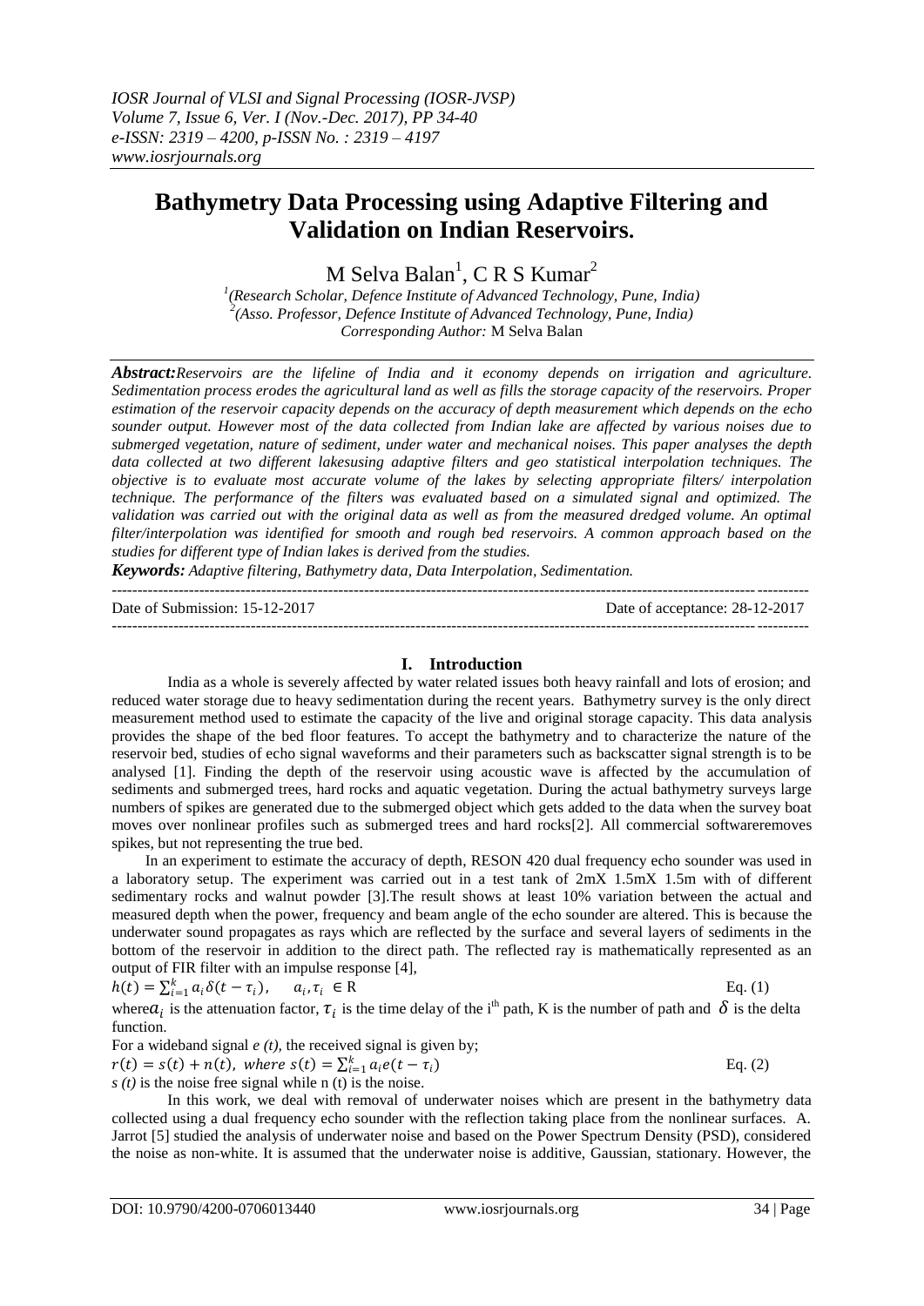# Bathymetry Data Processing using Adaptive Filtering and Validation on Indian Reservoirs.

M Selva Balan[1], C R S Kumar[2]

[1](Research Scholar, Defence Institute of Advanced Technology, Pune, India)
[2](Asso. Professor, Defence Institute of Advanced Technology, Pune, India)
*Corresponding Author:* M Selva Balan

***Abstract:*** *Reservoirs are the lifeline of India and it economy depends on irrigation and agriculture. Sedimentation process erodes the agricultural land as well as fills the storage capacity of the reservoirs. Proper estimation of the reservoir capacity depends on the accuracy of depth measurement which depends on the echo sounder output. However most of the data collected from Indian lake are affected by various noises due to submerged vegetation, nature of sediment, under water and mechanical noises. This paper analyses the depth data collected at two different lakesusing adaptive filters and geo statistical interpolation techniques. The objective is to evaluate most accurate volume of the lakes by selecting appropriate filters/ interpolation technique. The performance of the filters was evaluated based on a simulated signal and optimized. The validation was carried out with the original data as well as from the measured dredged volume. An optimal filter/interpolation was identified for smooth and rough bed reservoirs. A common approach based on the studies for different type of Indian lakes is derived from the studies.*

***Keywords:*** *Adaptive filtering, Bathymetry data, Data Interpolation, Sedimentation.*

Date of Submission: 15-12-2017 Date of acceptance: 28-12-2017

## I. Introduction

India as a whole is severely affected by water related issues both heavy rainfall and lots of erosion; and reduced water storage due to heavy sedimentation during the recent years. Bathymetry survey is the only direct measurement method used to estimate the capacity of the live and original storage capacity. This data analysis provides the shape of the bed floor features. To accept the bathymetry and to characterize the nature of the reservoir bed, studies of echo signal waveforms and their parameters such as backscatter signal strength is to be analysed [1]. Finding the depth of the reservoir using acoustic wave is affected by the accumulation of sediments and submerged trees, hard rocks and aquatic vegetation. During the actual bathymetry surveys large numbers of spikes are generated due to the submerged object which gets added to the data when the survey boat moves over nonlinear profiles such as submerged trees and hard rocks[2]. All commercial softwareremoves spikes, but not representing the true bed.

In an experiment to estimate the accuracy of depth, RESON 420 dual frequency echo sounder was used in a laboratory setup. The experiment was carried out in a test tank of 2mX 1.5mX 1.5m with of different sedimentary rocks and walnut powder [3].The result shows at least 10% variation between the actual and measured depth when the power, frequency and beam angle of the echo sounder are altered. This is because the underwater sound propagates as rays which are reflected by the surface and several layers of sediments in the bottom of the reservoir in addition to the direct path. The reflected ray is mathematically represented as an output of FIR filter with an impulse response [4],

$$h(t) = \sum_{i=1}^{k} a_i \delta(t - \tau_i), \quad a_i, \tau_i \in \mathrm{R} \qquad \text{Eq. (1)}$$

where $a_i$ is the attenuation factor, $\tau_i$ is the time delay of the i[th] path, K is the number of path and $\delta$ is the delta function.

For a wideband signal *e (t)*, the received signal is given by;

$$r(t) = s(t) + n(t), \text{ where } s(t) = \sum_{i=1}^{k} a_i e(t - \tau_i) \qquad \text{Eq. (2)}$$

*s (t)* is the noise free signal while n (t) is the noise.

In this work, we deal with removal of underwater noises which are present in the bathymetry data collected using a dual frequency echo sounder with the reflection taking place from the nonlinear surfaces. A. Jarrot [5] studied the analysis of underwater noise and based on the Power Spectrum Density (PSD), considered the noise as non-white. It is assumed that the underwater noise is additive, Gaussian, stationary. However, the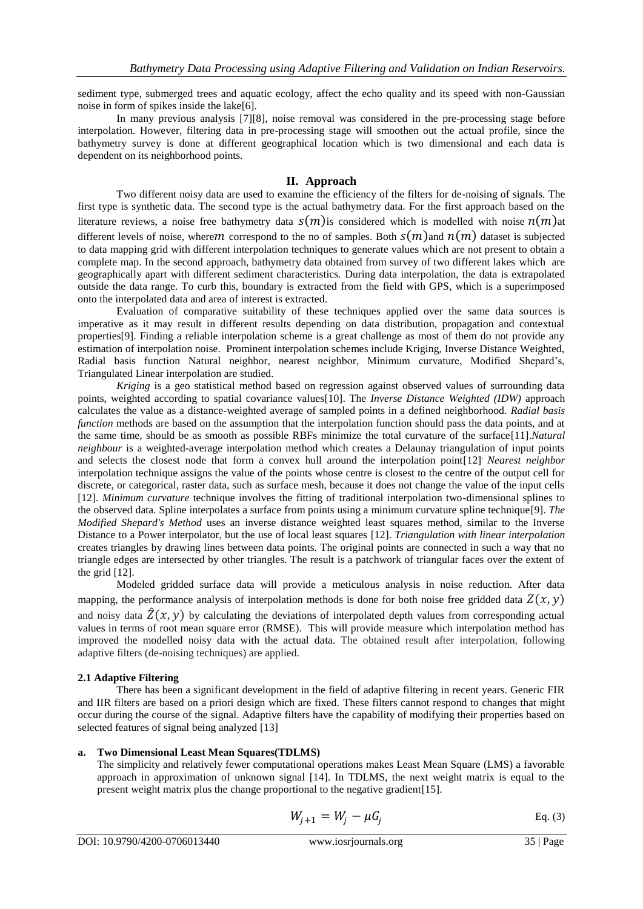sediment type, submerged trees and aquatic ecology, affect the echo quality and its speed with non-Gaussian noise in form of spikes inside the lake[6].

In many previous analysis [7][8], noise removal was considered in the pre-processing stage before interpolation. However, filtering data in pre-processing stage will smoothen out the actual profile, since the bathymetry survey is done at different geographical location which is two dimensional and each data is dependent on its neighborhood points.

## II. Approach

Two different noisy data are used to examine the efficiency of the filters for de-noising of signals. The first type is synthetic data. The second type is the actual bathymetry data. For the first approach based on the literature reviews, a noise free bathymetry data $s(m)$is considered which is modelled with noise $n(m)$at different levels of noise, where$m$ correspond to the no of samples. Both $s(m)$and $n(m)$ dataset is subjected to data mapping grid with different interpolation techniques to generate values which are not present to obtain a complete map. In the second approach, bathymetry data obtained from survey of two different lakes which are geographically apart with different sediment characteristics. During data interpolation, the data is extrapolated outside the data range. To curb this, boundary is extracted from the field with GPS, which is a superimposed onto the interpolated data and area of interest is extracted.

Evaluation of comparative suitability of these techniques applied over the same data sources is imperative as it may result in different results depending on data distribution, propagation and contextual properties[9]. Finding a reliable interpolation scheme is a great challenge as most of them do not provide any estimation of interpolation noise. Prominent interpolation schemes include Kriging, Inverse Distance Weighted, Radial basis function Natural neighbor, nearest neighbor, Minimum curvature, Modified Shepard's, Triangulated Linear interpolation are studied.

*Kriging* is a geo statistical method based on regression against observed values of surrounding data points, weighted according to spatial covariance values[10]. The *Inverse Distance Weighted (IDW)* approach calculates the value as a distance-weighted average of sampled points in a defined neighborhood. *Radial basis function* methods are based on the assumption that the interpolation function should pass the data points, and at the same time, should be as smooth as possible RBFs minimize the total curvature of the surface[11].*Natural neighbour* is a weighted-average interpolation method which creates a Delaunay triangulation of input points and selects the closest node that form a convex hull around the interpolation point[12]. *Nearest neighbor* interpolation technique assigns the value of the points whose centre is closest to the centre of the output cell for discrete, or categorical, raster data, such as surface mesh, because it does not change the value of the input cells [12]. *Minimum curvature* technique involves the fitting of traditional interpolation two-dimensional splines to the observed data. Spline interpolates a surface from points using a minimum curvature spline technique[9]. *The Modified Shepard's Method* uses an inverse distance weighted least squares method, similar to the Inverse Distance to a Power interpolator, but the use of local least squares [12]. *Triangulation with linear interpolation* creates triangles by drawing lines between data points. The original points are connected in such a way that no triangle edges are intersected by other triangles. The result is a patchwork of triangular faces over the extent of the grid [12].

Modeled gridded surface data will provide a meticulous analysis in noise reduction. After data mapping, the performance analysis of interpolation methods is done for both noise free gridded data $Z(x, y)$ and noisy data $\hat{Z}(x, y)$ by calculating the deviations of interpolated depth values from corresponding actual values in terms of root mean square error (RMSE). This will provide measure which interpolation method has improved the modelled noisy data with the actual data. The obtained result after interpolation, following adaptive filters (de-noising techniques) are applied.

### 2.1 Adaptive Filtering

There has been a significant development in the field of adaptive filtering in recent years. Generic FIR and IIR filters are based on a priori design which are fixed. These filters cannot respond to changes that might occur during the course of the signal. Adaptive filters have the capability of modifying their properties based on selected features of signal being analyzed [13]

#### a. Two Dimensional Least Mean Squares(TDLMS)

The simplicity and relatively fewer computational operations makes Least Mean Square (LMS) a favorable approach in approximation of unknown signal [14]. In TDLMS, the next weight matrix is equal to the present weight matrix plus the change proportional to the negative gradient[15].

$$W_{j+1} = W_j - \mu G_j \qquad \text{Eq. (3)}$$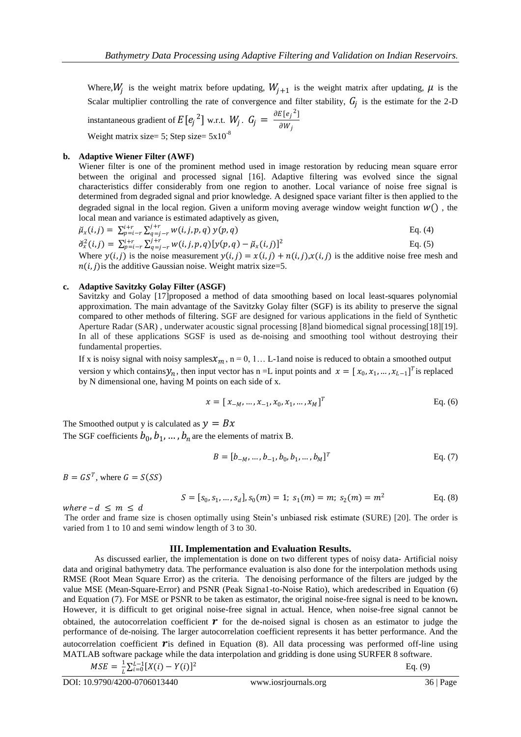Where, $W_j$ is the weight matrix before updating, $W_{j+1}$ is the weight matrix after updating, $\mu$ is the Scalar multiplier controlling the rate of convergence and filter stability, $G_j$ is the estimate for the 2-D instantaneous gradient of $E[e_j{}^2]$ w.r.t. $W_j$. $G_j = \frac{\partial E[e_j{}^2]}{\partial W_j}$

Weight matrix size= 5; Step size= $5x10^{-8}$

**b. Adaptive Wiener Filter (AWF)**

Wiener filter is one of the prominent method used in image restoration by reducing mean square error between the original and processed signal [16]. Adaptive filtering was evolved since the signal characteristics differ considerably from one region to another. Local variance of noise free signal is determined from degraded signal and prior knowledge. A designed space variant filter is then applied to the degraded signal in the local region. Given a uniform moving average window weight function $w()$ , the local mean and variance is estimated adaptively as given,

$$\breve{\mu}_x(i,j) = \sum_{p=i-r}^{i+r} \sum_{q=j-r}^{j+r} w(i,j,p,q)\, y(p,q) \quad \text{Eq. (4)}$$

$$\breve{\sigma}_x^2(i,j) = \sum_{p=i-r}^{i+r} \sum_{q=j-r}^{j+r} w(i,j,p,q)[y(p,q) - \breve{\mu}_x(i,j)]^2 \quad \text{Eq. (5)}$$

Where $y(i,j)$ is the noise measurement $y(i,j) = x(i,j) + n(i,j)$,$x(i,j)$ is the additive noise free mesh and $n(i,j)$is the additive Gaussian noise. Weight matrix size=5.

**c. Adaptive Savitzky Golay Filter (ASGF)**

Savitzky and Golay [17]proposed a method of data smoothing based on local least-squares polynomial approximation. The main advantage of the Savitzky Golay filter (SGF) is its ability to preserve the signal compared to other methods of filtering. SGF are designed for various applications in the field of Synthetic Aperture Radar (SAR) , underwater acoustic signal processing [8]and biomedical signal processing[18][19]. In all of these applications SGSF is used as de-noising and smoothing tool without destroying their fundamental properties.

If x is noisy signal with noisy samples$x_m$ , n = 0, 1… L-1and noise is reduced to obtain a smoothed output version y which contains$y_n$, then input vector has n =L input points and $x = [x_0, x_1, \ldots, x_{L-1}]^T$ is replaced by N dimensional one, having M points on each side of x.

$$x = [x_{-M}, \ldots, x_{-1}, x_0, x_1, \ldots, x_M]^T \quad \text{Eq. (6)}$$

The Smoothed output y is calculated as $y = Bx$

The SGF coefficients $b_0, b_1, \ldots, b_n$ are the elements of matrix B.

$$B = [b_{-M}, \ldots, b_{-1}, b_0, b_1, \ldots, b_M]^T \quad \text{Eq. (7)}$$

$B = GS^T$, where $G = S(SS)$

$$S = [s_0, s_1, \ldots, s_d], s_0(m) = 1;\ s_1(m) = m;\ s_2(m) = m^2 \quad \text{Eq. (8)}$$

$where - d \leq m \leq d$

The order and frame size is chosen optimally using Stein's unbiased risk estimate (SURE) [20]. The order is varied from 1 to 10 and semi window length of 3 to 30.

## III. Implementation and Evaluation Results.

As discussed earlier, the implementation is done on two different types of noisy data- Artificial noisy data and original bathymetry data. The performance evaluation is also done for the interpolation methods using RMSE (Root Mean Square Error) as the criteria. The denoising performance of the filters are judged by the value MSE (Mean-Square-Error) and PSNR (Peak Signa1-to-Noise Ratio), which aredescribed in Equation (6) and Equation (7). For MSE or PSNR to be taken as estimator, the original noise-free signal is need to be known**.** However, it is difficult to get original noise-free signal in actual. Hence, when noise-free signal cannot be obtained, the autocorrelation coefficient $r$ for the de-noised signal is chosen as an estimator to judge the performance of de-noising. The larger autocorrelation coefficient represents it has better performance. And the autocorrelation coefficient $r$is defined in Equation (8). All data processing was performed off-line using MATLAB software package while the data interpolation and gridding is done using SURFER 8 software.

$$MSE = \frac{1}{L}\sum_{i=0}^{L-1}[X(i) - Y(i)]^2 \quad \text{Eq. (9)}$$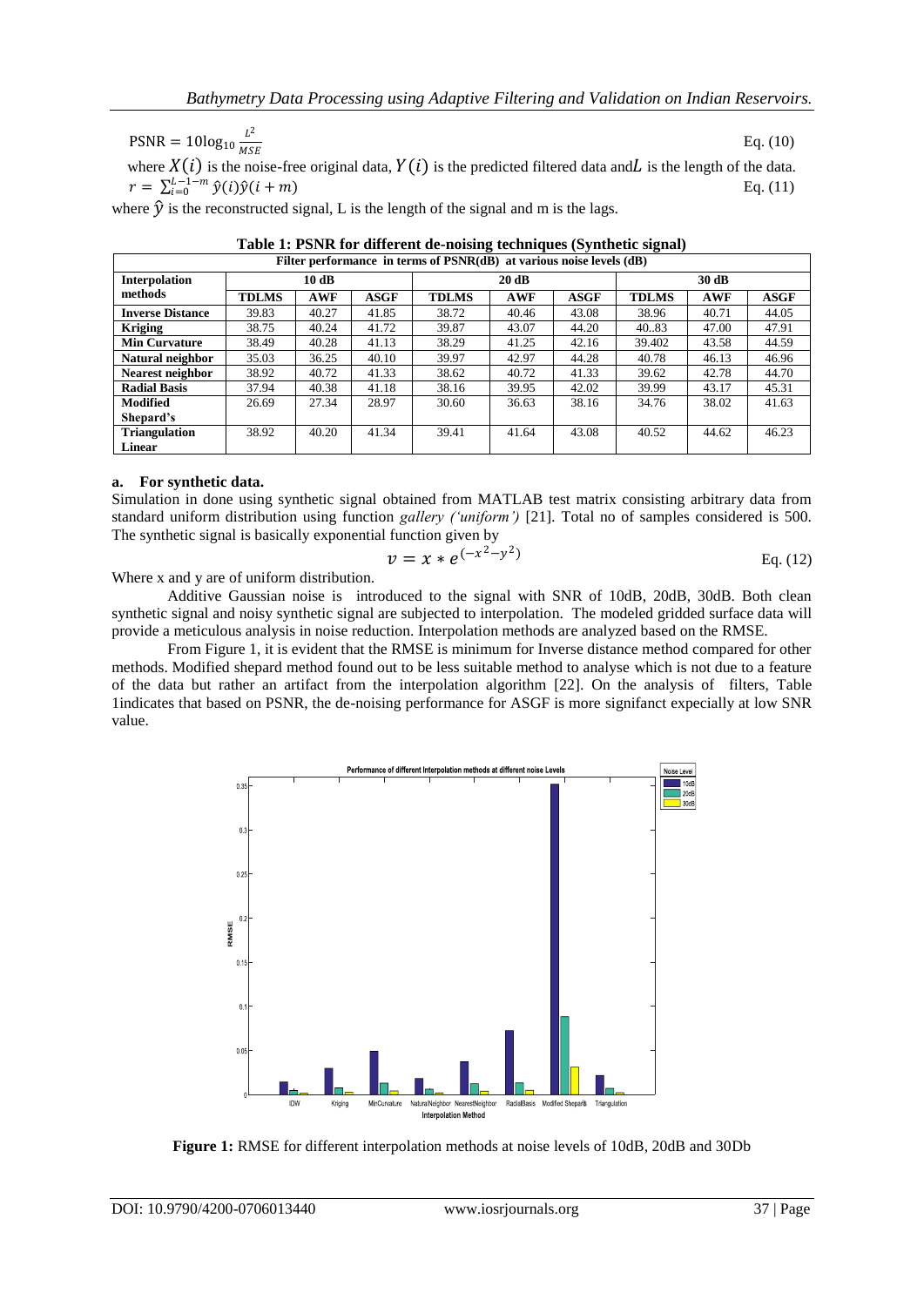$$\text{PSNR} = 10\log_{10}\frac{L^2}{MSE} \quad \text{Eq. (10)}$$

where $X(i)$ is the noise-free original data, $Y(i)$ is the predicted filtered data and $L$ is the length of the data.

$$r = \sum_{i=0}^{L-1-m} \hat{y}(i)\hat{y}(i+m) \quad \text{Eq. (11)}$$

where $\hat{y}$ is the reconstructed signal, L is the length of the signal and m is the lags.

**Table 1: PSNR for different de-noising techniques (Synthetic signal)**

| Filter performance in terms of PSNR(dB) at various noise levels (dB) | | | | | | | | | |
|---|---|---|---|---|---|---|---|---|---|
| **Interpolation methods** | **10 dB** | | | **20 dB** | | | **30 dB** | | |
| | **TDLMS** | **AWF** | **ASGF** | **TDLMS** | **AWF** | **ASGF** | **TDLMS** | **AWF** | **ASGF** |
| **Inverse Distance** | 39.83 | 40.27 | 41.85 | 38.72 | 40.46 | 43.08 | 38.96 | 40.71 | 44.05 |
| **Kriging** | 38.75 | 40.24 | 41.72 | 39.87 | 43.07 | 44.20 | 40..83 | 47.00 | 47.91 |
| **Min Curvature** | 38.49 | 40.28 | 41.13 | 38.29 | 41.25 | 42.16 | 39.402 | 43.58 | 44.59 |
| **Natural neighbor** | 35.03 | 36.25 | 40.10 | 39.97 | 42.97 | 44.28 | 40.78 | 46.13 | 46.96 |
| **Nearest neighbor** | 38.92 | 40.72 | 41.33 | 38.62 | 40.72 | 41.33 | 39.62 | 42.78 | 44.70 |
| **Radial Basis** | 37.94 | 40.38 | 41.18 | 38.16 | 39.95 | 42.02 | 39.99 | 43.17 | 45.31 |
| **Modified Shepard's** | 26.69 | 27.34 | 28.97 | 30.60 | 36.63 | 38.16 | 34.76 | 38.02 | 41.63 |
| **Triangulation Linear** | 38.92 | 40.20 | 41.34 | 39.41 | 41.64 | 43.08 | 40.52 | 44.62 | 46.23 |

**a. For synthetic data.**

Simulation in done using synthetic signal obtained from MATLAB test matrix consisting arbitrary data from standard uniform distribution using function *gallery ('uniform')* [21]. Total no of samples considered is 500. The synthetic signal is basically exponential function given by

$$v = x * e^{(-x^2 - y^2)} \quad \text{Eq. (12)}$$

Where x and y are of uniform distribution.

Additive Gaussian noise is introduced to the signal with SNR of 10dB, 20dB, 30dB. Both clean synthetic signal and noisy synthetic signal are subjected to interpolation. The modeled gridded surface data will provide a meticulous analysis in noise reduction. Interpolation methods are analyzed based on the RMSE.

From Figure 1, it is evident that the RMSE is minimum for Inverse distance method compared for other methods. Modified shepard method found out to be less suitable method to analyse which is not due to a feature of the data but rather an artifact from the interpolation algorithm [22]. On the analysis of filters, Table 1indicates that based on PSNR, the de-noising performance for ASGF is more signifanct expecially at low SNR value.

**Figure 1:** RMSE for different interpolation methods at noise levels of 10dB, 20dB and 30Db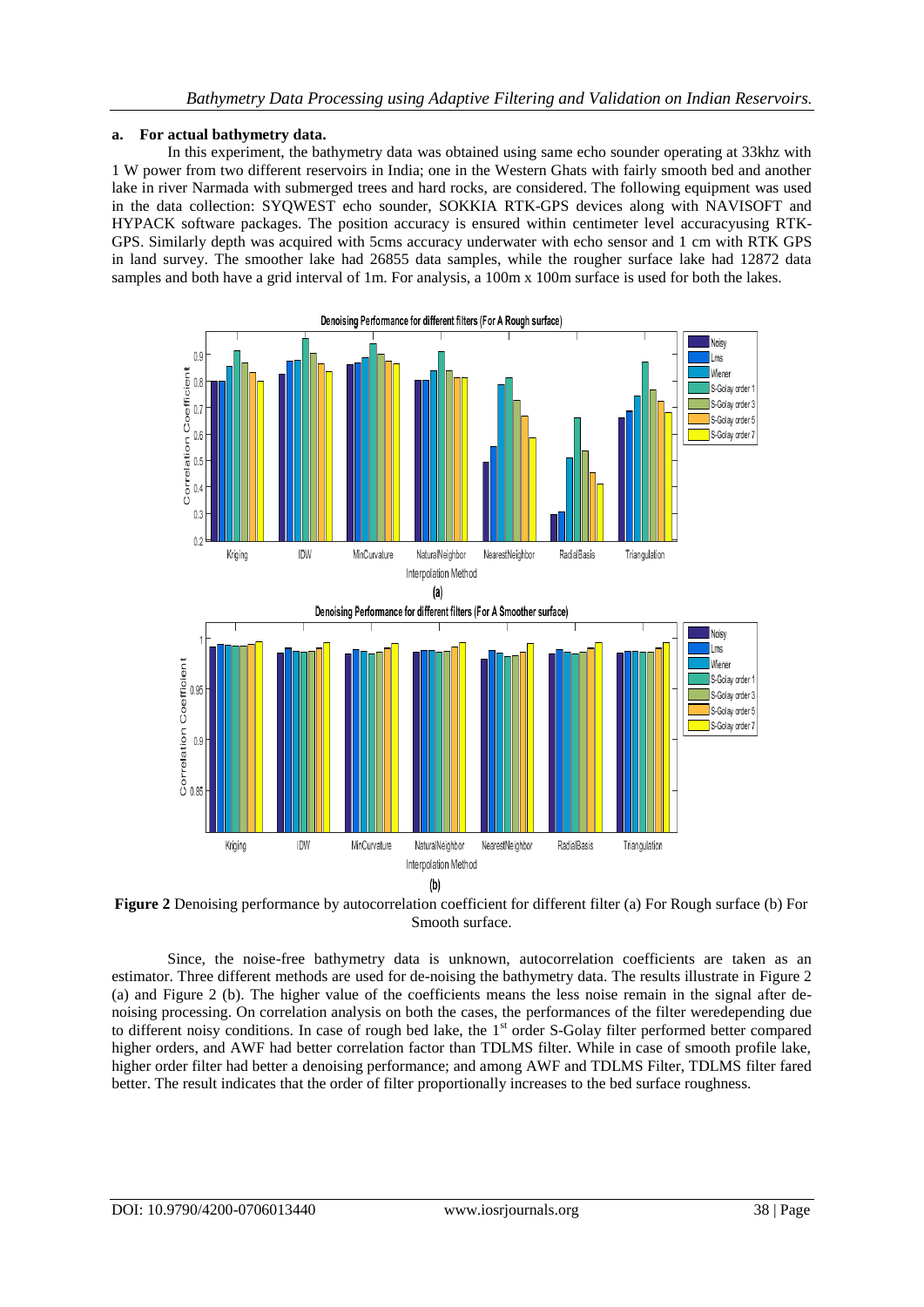**a. For actual bathymetry data.**

In this experiment, the bathymetry data was obtained using same echo sounder operating at 33khz with 1 W power from two different reservoirs in India; one in the Western Ghats with fairly smooth bed and another lake in river Narmada with submerged trees and hard rocks, are considered. The following equipment was used in the data collection: SYQWEST echo sounder, SOKKIA RTK-GPS devices along with NAVISOFT and HYPACK software packages. The position accuracy is ensured within centimeter level accuracyusing RTK-GPS. Similarly depth was acquired with 5cms accuracy underwater with echo sensor and 1 cm with RTK GPS in land survey. The smoother lake had 26855 data samples, while the rougher surface lake had 12872 data samples and both have a grid interval of 1m. For analysis, a 100m x 100m surface is used for both the lakes.

**Figure 2** Denoising performance by autocorrelation coefficient for different filter (a) For Rough surface (b) For Smooth surface.

Since, the noise-free bathymetry data is unknown, autocorrelation coefficients are taken as an estimator. Three different methods are used for de-noising the bathymetry data. The results illustrate in Figure 2 (a) and Figure 2 (b). The higher value of the coefficients means the less noise remain in the signal after de-noising processing. On correlation analysis on both the cases, the performances of the filter weredepending due to different noisy conditions. In case of rough bed lake, the 1st order S-Golay filter performed better compared higher orders, and AWF had better correlation factor than TDLMS filter. While in case of smooth profile lake, higher order filter had better a denoising performance; and among AWF and TDLMS Filter, TDLMS filter fared better. The result indicates that the order of filter proportionally increases to the bed surface roughness.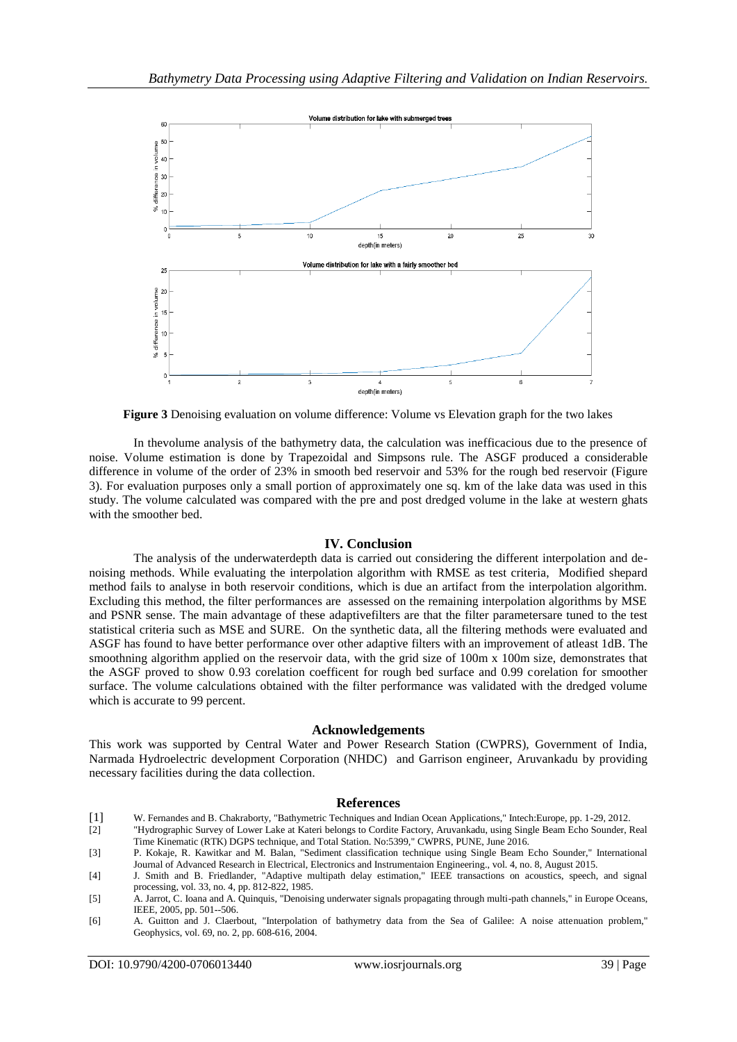**Figure 3** Denoising evaluation on volume difference: Volume vs Elevation graph for the two lakes

In thevolume analysis of the bathymetry data, the calculation was inefficacious due to the presence of noise. Volume estimation is done by Trapezoidal and Simpsons rule. The ASGF produced a considerable difference in volume of the order of 23% in smooth bed reservoir and 53% for the rough bed reservoir (Figure 3). For evaluation purposes only a small portion of approximately one sq. km of the lake data was used in this study. The volume calculated was compared with the pre and post dredged volume in the lake at western ghats with the smoother bed.

## IV. Conclusion

The analysis of the underwaterdepth data is carried out considering the different interpolation and de-noising methods. While evaluating the interpolation algorithm with RMSE as test criteria, Modified shepard method fails to analyse in both reservoir conditions, which is due an artifact from the interpolation algorithm. Excluding this method, the filter performances are assessed on the remaining interpolation algorithms by MSE and PSNR sense. The main advantage of these adaptivefilters are that the filter parametersare tuned to the test statistical criteria such as MSE and SURE. On the synthetic data, all the filtering methods were evaluated and ASGF has found to have better performance over other adaptive filters with an improvement of atleast 1dB. The smoothning algorithm applied on the reservoir data, with the grid size of 100m x 100m size, demonstrates that the ASGF proved to show 0.93 corelation coefficent for rough bed surface and 0.99 corelation for smoother surface. The volume calculations obtained with the filter performance was validated with the dredged volume which is accurate to 99 percent.

## Acknowledgements

This work was supported by Central Water and Power Research Station (CWPRS), Government of India, Narmada Hydroelectric development Corporation (NHDC) and Garrison engineer, Aruvankadu by providing necessary facilities during the data collection.

## References

[1] W. Fernandes and B. Chakraborty, "Bathymetric Techniques and Indian Ocean Applications," Intech:Europe, pp. 1-29, 2012.

[2] "Hydrographic Survey of Lower Lake at Kateri belongs to Cordite Factory, Aruvankadu, using Single Beam Echo Sounder, Real Time Kinematic (RTK) DGPS technique, and Total Station. No:5399," CWPRS, PUNE, June 2016.

[3] P. Kokaje, R. Kawitkar and M. Balan, "Sediment classification technique using Single Beam Echo Sounder," International Journal of Advanced Research in Electrical, Electronics and Instrumentaion Engineering., vol. 4, no. 8, August 2015.

[4] J. Smith and B. Friedlander, "Adaptive multipath delay estimation," IEEE transactions on acoustics, speech, and signal processing, vol. 33, no. 4, pp. 812-822, 1985.

[5] A. Jarrot, C. Ioana and A. Quinquis, "Denoising underwater signals propagating through multi-path channels," in Europe Oceans, IEEE, 2005, pp. 501--506.

[6] A. Guitton and J. Claerbout, "Interpolation of bathymetry data from the Sea of Galilee: A noise attenuation problem," Geophysics, vol. 69, no. 2, pp. 608-616, 2004.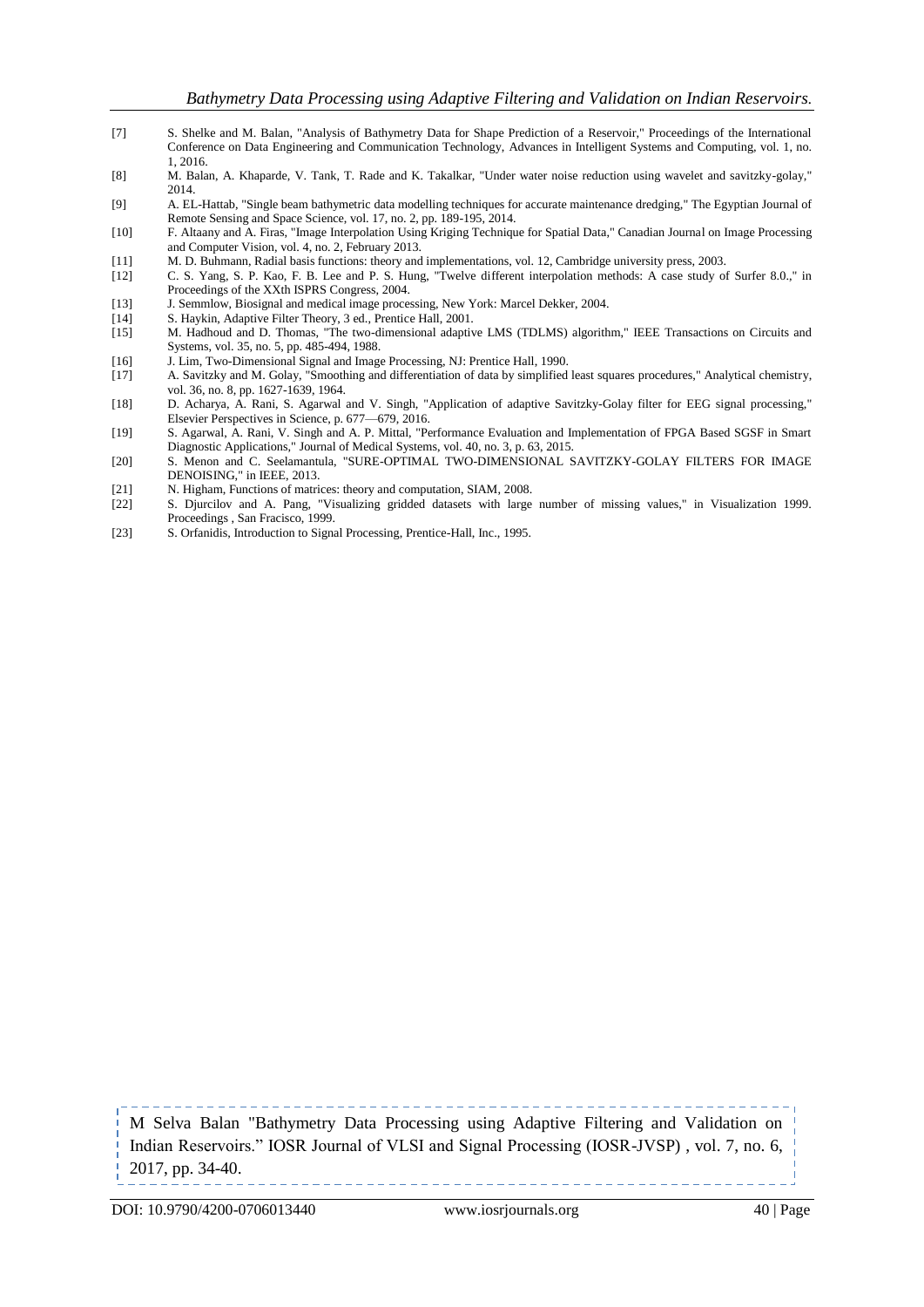[7] S. Shelke and M. Balan, "Analysis of Bathymetry Data for Shape Prediction of a Reservoir," Proceedings of the International Conference on Data Engineering and Communication Technology, Advances in Intelligent Systems and Computing, vol. 1, no. 1, 2016.

[8] M. Balan, A. Khaparde, V. Tank, T. Rade and K. Takalkar, "Under water noise reduction using wavelet and savitzky-golay," 2014.

[9] A. EL-Hattab, "Single beam bathymetric data modelling techniques for accurate maintenance dredging," The Egyptian Journal of Remote Sensing and Space Science, vol. 17, no. 2, pp. 189-195, 2014.

[10] F. Altaany and A. Firas, "Image Interpolation Using Kriging Technique for Spatial Data," Canadian Journal on Image Processing and Computer Vision, vol. 4, no. 2, February 2013.

[11] M. D. Buhmann, Radial basis functions: theory and implementations, vol. 12, Cambridge university press, 2003.

[12] C. S. Yang, S. P. Kao, F. B. Lee and P. S. Hung, "Twelve different interpolation methods: A case study of Surfer 8.0.," in Proceedings of the XXth ISPRS Congress, 2004.

[13] J. Semmlow, Biosignal and medical image processing, New York: Marcel Dekker, 2004.

[14] S. Haykin, Adaptive Filter Theory, 3 ed., Prentice Hall, 2001.

[15] M. Hadhoud and D. Thomas, "The two-dimensional adaptive LMS (TDLMS) algorithm," IEEE Transactions on Circuits and Systems, vol. 35, no. 5, pp. 485-494, 1988.

[16] J. Lim, Two-Dimensional Signal and Image Processing, NJ: Prentice Hall, 1990.

[17] A. Savitzky and M. Golay, "Smoothing and differentiation of data by simplified least squares procedures," Analytical chemistry, vol. 36, no. 8, pp. 1627-1639, 1964.

[18] D. Acharya, A. Rani, S. Agarwal and V. Singh, "Application of adaptive Savitzky-Golay filter for EEG signal processing," Elsevier Perspectives in Science, p. 677—679, 2016.

[19] S. Agarwal, A. Rani, V. Singh and A. P. Mittal, "Performance Evaluation and Implementation of FPGA Based SGSF in Smart Diagnostic Applications," Journal of Medical Systems, vol. 40, no. 3, p. 63, 2015.

[20] S. Menon and C. Seelamantula, "SURE-OPTIMAL TWO-DIMENSIONAL SAVITZKY-GOLAY FILTERS FOR IMAGE DENOISING," in IEEE, 2013.

[21] N. Higham, Functions of matrices: theory and computation, SIAM, 2008.

[22] S. Djurcilov and A. Pang, "Visualizing gridded datasets with large number of missing values," in Visualization 1999. Proceedings , San Fracisco, 1999.

[23] S. Orfanidis, Introduction to Signal Processing, Prentice-Hall, Inc., 1995.

M Selva Balan "Bathymetry Data Processing using Adaptive Filtering and Validation on Indian Reservoirs." IOSR Journal of VLSI and Signal Processing (IOSR-JVSP) , vol. 7, no. 6, 2017, pp. 34-40.